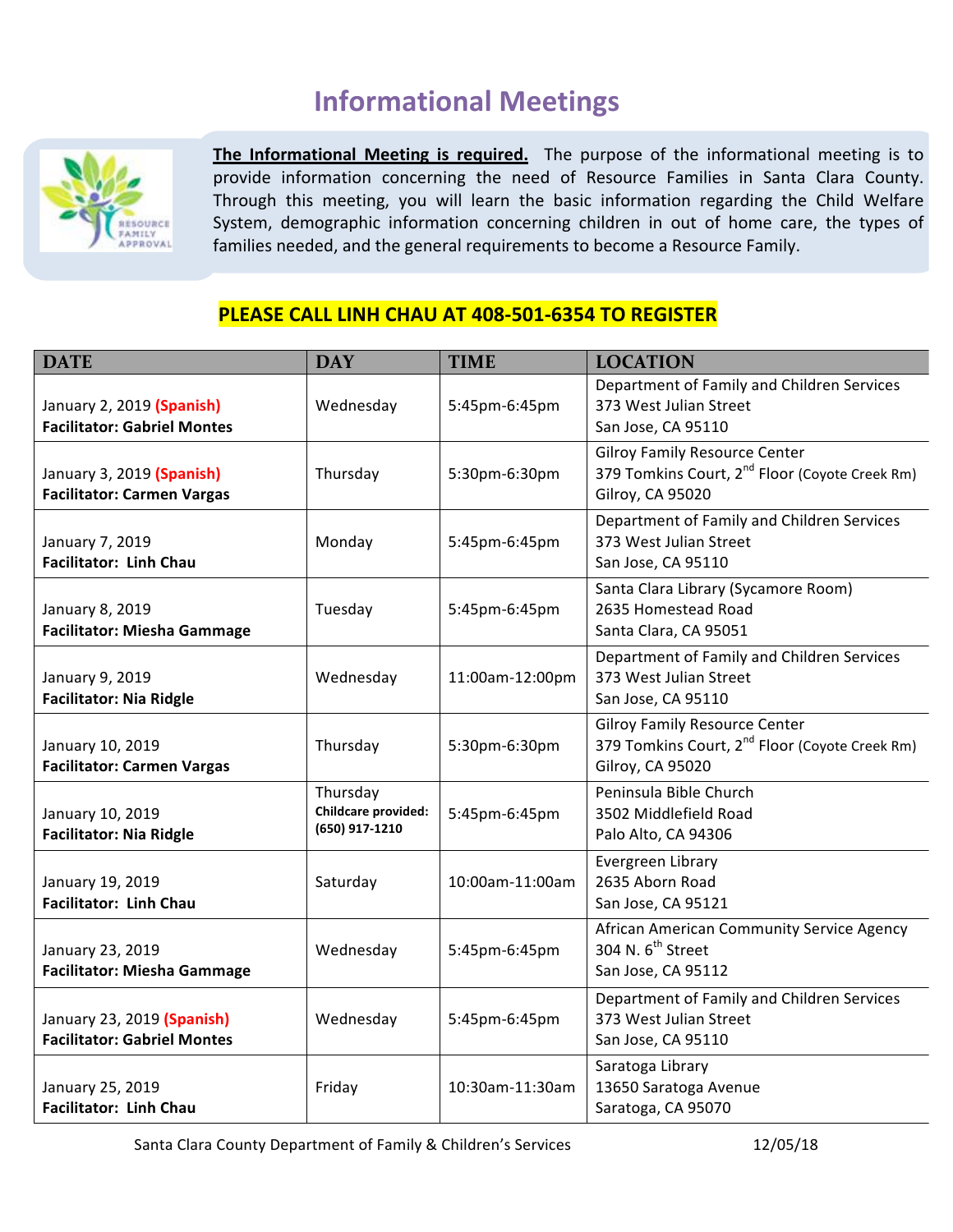# Informational Meetings

**The Informational Meeting is required.** The purpose of the informational meeting is to provide information concerning the need of Resource Families in Santa Clara County. Through this meeting, you will learn the basic information regarding the Child Welfare System, demographic information concerning children in out of home care, the types of families needed, and the general requirements to become a Resource Family.

**PLEASE CALL LINH CHAU AT 408-501-6354 TO REGISTER**

| DATE | DAY | TIME | LOCATION |
|---|---|---|---|
| January 2, 2019 **(Spanish)**<br>**Facilitator: Gabriel Montes** | Wednesday | 5:45pm-6:45pm | Department of Family and Children Services<br>373 West Julian Street<br>San Jose, CA 95110 |
| January 3, 2019 **(Spanish)**<br>**Facilitator: Carmen Vargas** | Thursday | 5:30pm-6:30pm | Gilroy Family Resource Center<br>379 Tomkins Court, 2nd Floor (Coyote Creek Rm)<br>Gilroy, CA 95020 |
| January 7, 2019<br>**Facilitator: Linh Chau** | Monday | 5:45pm-6:45pm | Department of Family and Children Services<br>373 West Julian Street<br>San Jose, CA 95110 |
| January 8, 2019<br>**Facilitator: Miesha Gammage** | Tuesday | 5:45pm-6:45pm | Santa Clara Library (Sycamore Room)<br>2635 Homestead Road<br>Santa Clara, CA 95051 |
| January 9, 2019<br>**Facilitator: Nia Ridgle** | Wednesday | 11:00am-12:00pm | Department of Family and Children Services<br>373 West Julian Street<br>San Jose, CA 95110 |
| January 10, 2019<br>**Facilitator: Carmen Vargas** | Thursday | 5:30pm-6:30pm | Gilroy Family Resource Center<br>379 Tomkins Court, 2nd Floor (Coyote Creek Rm)<br>Gilroy, CA 95020 |
| January 10, 2019<br>**Facilitator: Nia Ridgle** | Thursday<br>**Childcare provided: (650) 917-1210** | 5:45pm-6:45pm | Peninsula Bible Church<br>3502 Middlefield Road<br>Palo Alto, CA 94306 |
| January 19, 2019<br>**Facilitator: Linh Chau** | Saturday | 10:00am-11:00am | Evergreen Library<br>2635 Aborn Road<br>San Jose, CA 95121 |
| January 23, 2019<br>**Facilitator: Miesha Gammage** | Wednesday | 5:45pm-6:45pm | African American Community Service Agency<br>304 N. 6th Street<br>San Jose, CA 95112 |
| January 23, 2019 **(Spanish)**<br>**Facilitator: Gabriel Montes** | Wednesday | 5:45pm-6:45pm | Department of Family and Children Services<br>373 West Julian Street<br>San Jose, CA 95110 |
| January 25, 2019<br>**Facilitator: Linh Chau** | Friday | 10:30am-11:30am | Saratoga Library<br>13650 Saratoga Avenue<br>Saratoga, CA 95070 |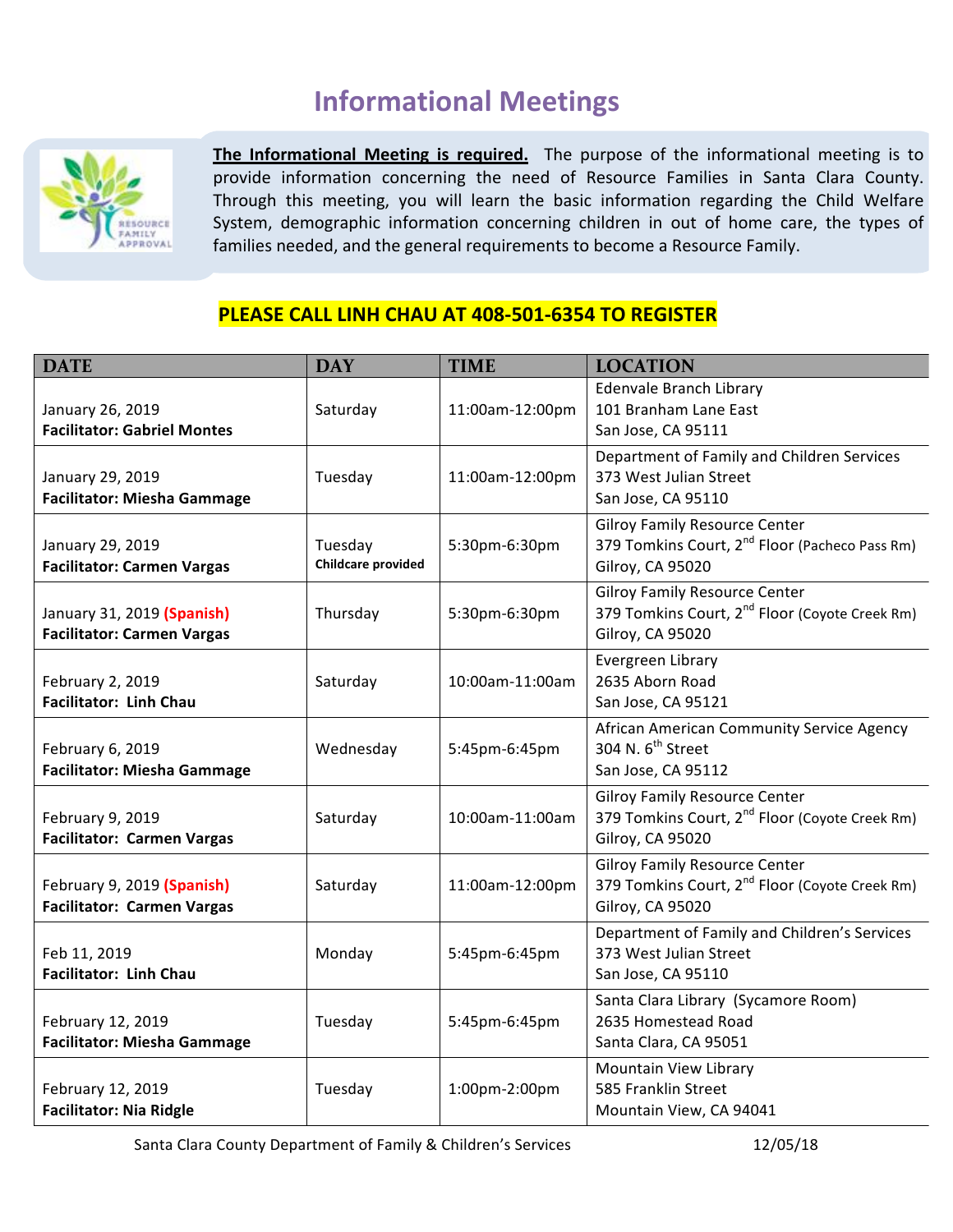# Informational Meetings

**The Informational Meeting is required.** The purpose of the informational meeting is to provide information concerning the need of Resource Families in Santa Clara County. Through this meeting, you will learn the basic information regarding the Child Welfare System, demographic information concerning children in out of home care, the types of families needed, and the general requirements to become a Resource Family.

**PLEASE CALL LINH CHAU AT 408-501-6354 TO REGISTER**

| DATE | DAY | TIME | LOCATION |
|---|---|---|---|
| January 26, 2019<br>**Facilitator: Gabriel Montes** | Saturday | 11:00am-12:00pm | Edenvale Branch Library<br>101 Branham Lane East<br>San Jose, CA 95111 |
| January 29, 2019<br>**Facilitator: Miesha Gammage** | Tuesday | 11:00am-12:00pm | Department of Family and Children Services<br>373 West Julian Street<br>San Jose, CA 95110 |
| January 29, 2019<br>**Facilitator: Carmen Vargas** | Tuesday<br>**Childcare provided** | 5:30pm-6:30pm | Gilroy Family Resource Center<br>379 Tomkins Court, 2nd Floor (Pacheco Pass Rm)<br>Gilroy, CA 95020 |
| January 31, 2019 **(Spanish)**<br>**Facilitator: Carmen Vargas** | Thursday | 5:30pm-6:30pm | Gilroy Family Resource Center<br>379 Tomkins Court, 2nd Floor (Coyote Creek Rm)<br>Gilroy, CA 95020 |
| February 2, 2019<br>**Facilitator: Linh Chau** | Saturday | 10:00am-11:00am | Evergreen Library<br>2635 Aborn Road<br>San Jose, CA 95121 |
| February 6, 2019<br>**Facilitator: Miesha Gammage** | Wednesday | 5:45pm-6:45pm | African American Community Service Agency<br>304 N. 6th Street<br>San Jose, CA 95112 |
| February 9, 2019<br>**Facilitator: Carmen Vargas** | Saturday | 10:00am-11:00am | Gilroy Family Resource Center<br>379 Tomkins Court, 2nd Floor (Coyote Creek Rm)<br>Gilroy, CA 95020 |
| February 9, 2019 **(Spanish)**<br>**Facilitator: Carmen Vargas** | Saturday | 11:00am-12:00pm | Gilroy Family Resource Center<br>379 Tomkins Court, 2nd Floor (Coyote Creek Rm)<br>Gilroy, CA 95020 |
| Feb 11, 2019<br>**Facilitator: Linh Chau** | Monday | 5:45pm-6:45pm | Department of Family and Children's Services<br>373 West Julian Street<br>San Jose, CA 95110 |
| February 12, 2019<br>**Facilitator: Miesha Gammage** | Tuesday | 5:45pm-6:45pm | Santa Clara Library (Sycamore Room)<br>2635 Homestead Road<br>Santa Clara, CA 95051 |
| February 12, 2019<br>**Facilitator: Nia Ridgle** | Tuesday | 1:00pm-2:00pm | Mountain View Library<br>585 Franklin Street<br>Mountain View, CA 94041 |

Santa Clara County Department of Family & Children's Services 12/05/18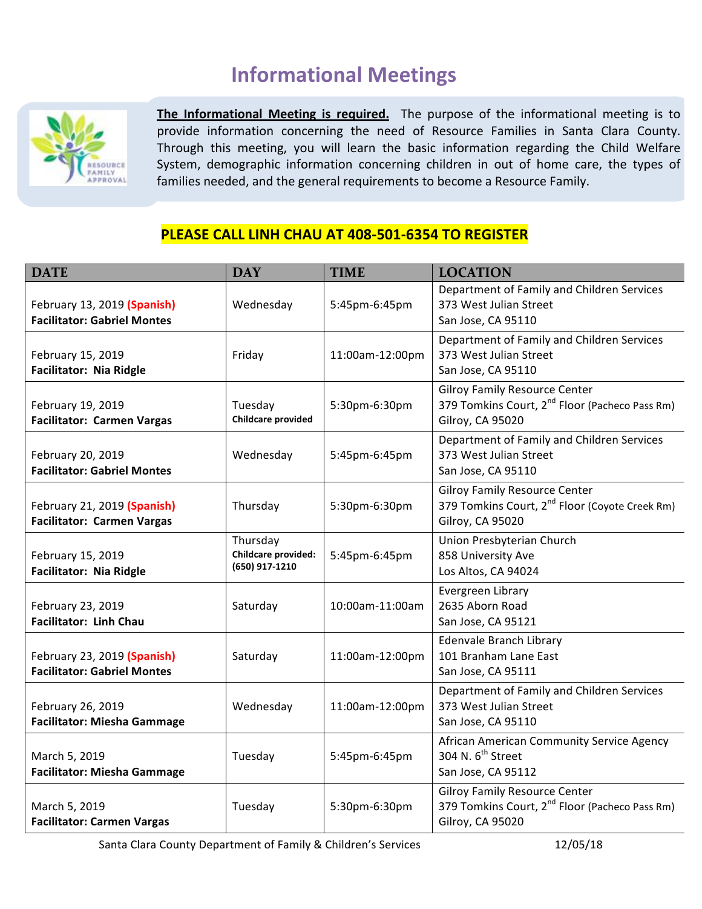# Informational Meetings

**The Informational Meeting is required.** The purpose of the informational meeting is to provide information concerning the need of Resource Families in Santa Clara County. Through this meeting, you will learn the basic information regarding the Child Welfare System, demographic information concerning children in out of home care, the types of families needed, and the general requirements to become a Resource Family.

**PLEASE CALL LINH CHAU AT 408-501-6354 TO REGISTER**

| DATE | DAY | TIME | LOCATION |
|---|---|---|---|
| February 13, 2019 **(Spanish)**<br>**Facilitator: Gabriel Montes** | Wednesday | 5:45pm-6:45pm | Department of Family and Children Services<br>373 West Julian Street<br>San Jose, CA 95110 |
| February 15, 2019<br>**Facilitator: Nia Ridgle** | Friday | 11:00am-12:00pm | Department of Family and Children Services<br>373 West Julian Street<br>San Jose, CA 95110 |
| February 19, 2019<br>**Facilitator: Carmen Vargas** | Tuesday<br>**Childcare provided** | 5:30pm-6:30pm | Gilroy Family Resource Center<br>379 Tomkins Court, 2nd Floor (Pacheco Pass Rm)<br>Gilroy, CA 95020 |
| February 20, 2019<br>**Facilitator: Gabriel Montes** | Wednesday | 5:45pm-6:45pm | Department of Family and Children Services<br>373 West Julian Street<br>San Jose, CA 95110 |
| February 21, 2019 **(Spanish)**<br>**Facilitator: Carmen Vargas** | Thursday | 5:30pm-6:30pm | Gilroy Family Resource Center<br>379 Tomkins Court, 2nd Floor (Coyote Creek Rm)<br>Gilroy, CA 95020 |
| February 15, 2019<br>**Facilitator: Nia Ridgle** | Thursday<br>**Childcare provided: (650) 917-1210** | 5:45pm-6:45pm | Union Presbyterian Church<br>858 University Ave<br>Los Altos, CA 94024 |
| February 23, 2019<br>**Facilitator: Linh Chau** | Saturday | 10:00am-11:00am | Evergreen Library<br>2635 Aborn Road<br>San Jose, CA 95121 |
| February 23, 2019 **(Spanish)**<br>**Facilitator: Gabriel Montes** | Saturday | 11:00am-12:00pm | Edenvale Branch Library<br>101 Branham Lane East<br>San Jose, CA 95111 |
| February 26, 2019<br>**Facilitator: Miesha Gammage** | Wednesday | 11:00am-12:00pm | Department of Family and Children Services<br>373 West Julian Street<br>San Jose, CA 95110 |
| March 5, 2019<br>**Facilitator: Miesha Gammage** | Tuesday | 5:45pm-6:45pm | African American Community Service Agency<br>304 N. 6th Street<br>San Jose, CA 95112 |
| March 5, 2019<br>**Facilitator: Carmen Vargas** | Tuesday | 5:30pm-6:30pm | Gilroy Family Resource Center<br>379 Tomkins Court, 2nd Floor (Pacheco Pass Rm)<br>Gilroy, CA 95020 |

Santa Clara County Department of Family & Children's Services 12/05/18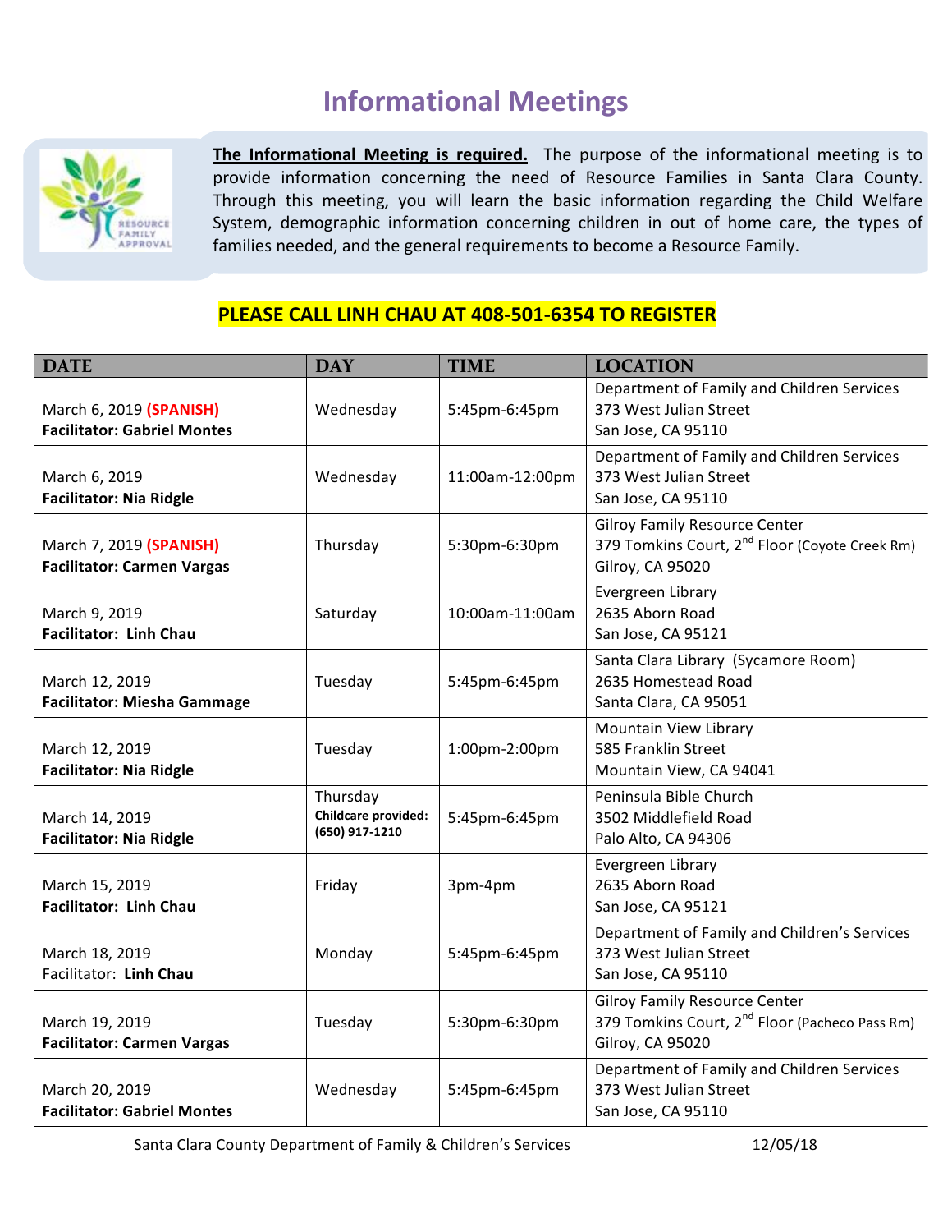# Informational Meetings

**The Informational Meeting is required.** The purpose of the informational meeting is to provide information concerning the need of Resource Families in Santa Clara County. Through this meeting, you will learn the basic information regarding the Child Welfare System, demographic information concerning children in out of home care, the types of families needed, and the general requirements to become a Resource Family.

**PLEASE CALL LINH CHAU AT 408-501-6354 TO REGISTER**

| DATE | DAY | TIME | LOCATION |
|---|---|---|---|
| March 6, 2019 **(SPANISH)**<br>**Facilitator: Gabriel Montes** | Wednesday | 5:45pm-6:45pm | Department of Family and Children Services<br>373 West Julian Street<br>San Jose, CA 95110 |
| March 6, 2019<br>**Facilitator: Nia Ridgle** | Wednesday | 11:00am-12:00pm | Department of Family and Children Services<br>373 West Julian Street<br>San Jose, CA 95110 |
| March 7, 2019 **(SPANISH)**<br>**Facilitator: Carmen Vargas** | Thursday | 5:30pm-6:30pm | Gilroy Family Resource Center<br>379 Tomkins Court, 2nd Floor (Coyote Creek Rm)<br>Gilroy, CA 95020 |
| March 9, 2019<br>**Facilitator: Linh Chau** | Saturday | 10:00am-11:00am | Evergreen Library<br>2635 Aborn Road<br>San Jose, CA 95121 |
| March 12, 2019<br>**Facilitator: Miesha Gammage** | Tuesday | 5:45pm-6:45pm | Santa Clara Library (Sycamore Room)<br>2635 Homestead Road<br>Santa Clara, CA 95051 |
| March 12, 2019<br>**Facilitator: Nia Ridgle** | Tuesday | 1:00pm-2:00pm | Mountain View Library<br>585 Franklin Street<br>Mountain View, CA 94041 |
| March 14, 2019<br>**Facilitator: Nia Ridgle** | Thursday<br>**Childcare provided: (650) 917-1210** | 5:45pm-6:45pm | Peninsula Bible Church<br>3502 Middlefield Road<br>Palo Alto, CA 94306 |
| March 15, 2019<br>**Facilitator: Linh Chau** | Friday | 3pm-4pm | Evergreen Library<br>2635 Aborn Road<br>San Jose, CA 95121 |
| March 18, 2019<br>Facilitator: **Linh Chau** | Monday | 5:45pm-6:45pm | Department of Family and Children's Services<br>373 West Julian Street<br>San Jose, CA 95110 |
| March 19, 2019<br>**Facilitator: Carmen Vargas** | Tuesday | 5:30pm-6:30pm | Gilroy Family Resource Center<br>379 Tomkins Court, 2nd Floor (Pacheco Pass Rm)<br>Gilroy, CA 95020 |
| March 20, 2019<br>**Facilitator: Gabriel Montes** | Wednesday | 5:45pm-6:45pm | Department of Family and Children Services<br>373 West Julian Street<br>San Jose, CA 95110 |

Santa Clara County Department of Family & Children's Services 12/05/18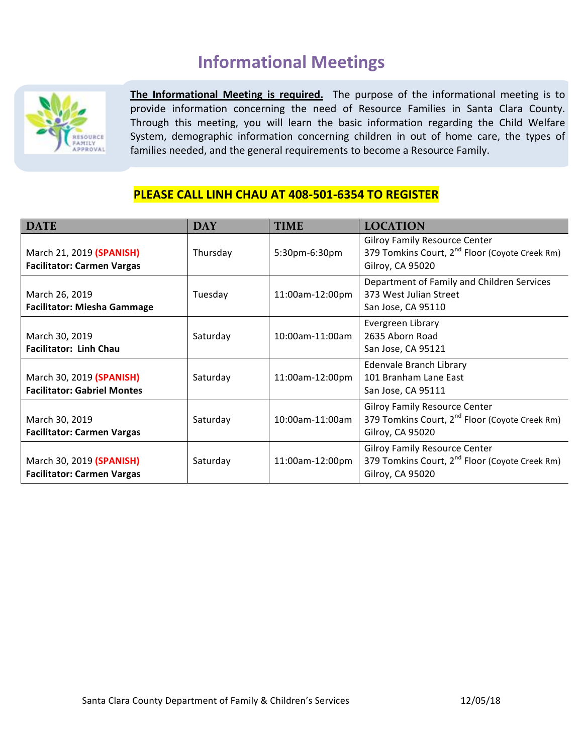# Informational Meetings

**The Informational Meeting is required.** The purpose of the informational meeting is to provide information concerning the need of Resource Families in Santa Clara County. Through this meeting, you will learn the basic information regarding the Child Welfare System, demographic information concerning children in out of home care, the types of families needed, and the general requirements to become a Resource Family.

**PLEASE CALL LINH CHAU AT 408-501-6354 TO REGISTER**

| DATE | DAY | TIME | LOCATION |
|---|---|---|---|
| March 21, 2019 **(SPANISH)**<br>**Facilitator: Carmen Vargas** | Thursday | 5:30pm-6:30pm | Gilroy Family Resource Center<br>379 Tomkins Court, 2nd Floor (Coyote Creek Rm)<br>Gilroy, CA 95020 |
| March 26, 2019<br>**Facilitator: Miesha Gammage** | Tuesday | 11:00am-12:00pm | Department of Family and Children Services<br>373 West Julian Street<br>San Jose, CA 95110 |
| March 30, 2019<br>**Facilitator: Linh Chau** | Saturday | 10:00am-11:00am | Evergreen Library<br>2635 Aborn Road<br>San Jose, CA 95121 |
| March 30, 2019 **(SPANISH)**<br>**Facilitator: Gabriel Montes** | Saturday | 11:00am-12:00pm | Edenvale Branch Library<br>101 Branham Lane East<br>San Jose, CA 95111 |
| March 30, 2019<br>**Facilitator: Carmen Vargas** | Saturday | 10:00am-11:00am | Gilroy Family Resource Center<br>379 Tomkins Court, 2nd Floor (Coyote Creek Rm)<br>Gilroy, CA 95020 |
| March 30, 2019 **(SPANISH)**<br>**Facilitator: Carmen Vargas** | Saturday | 11:00am-12:00pm | Gilroy Family Resource Center<br>379 Tomkins Court, 2nd Floor (Coyote Creek Rm)<br>Gilroy, CA 95020 |

Santa Clara County Department of Family & Children's Services 12/05/18